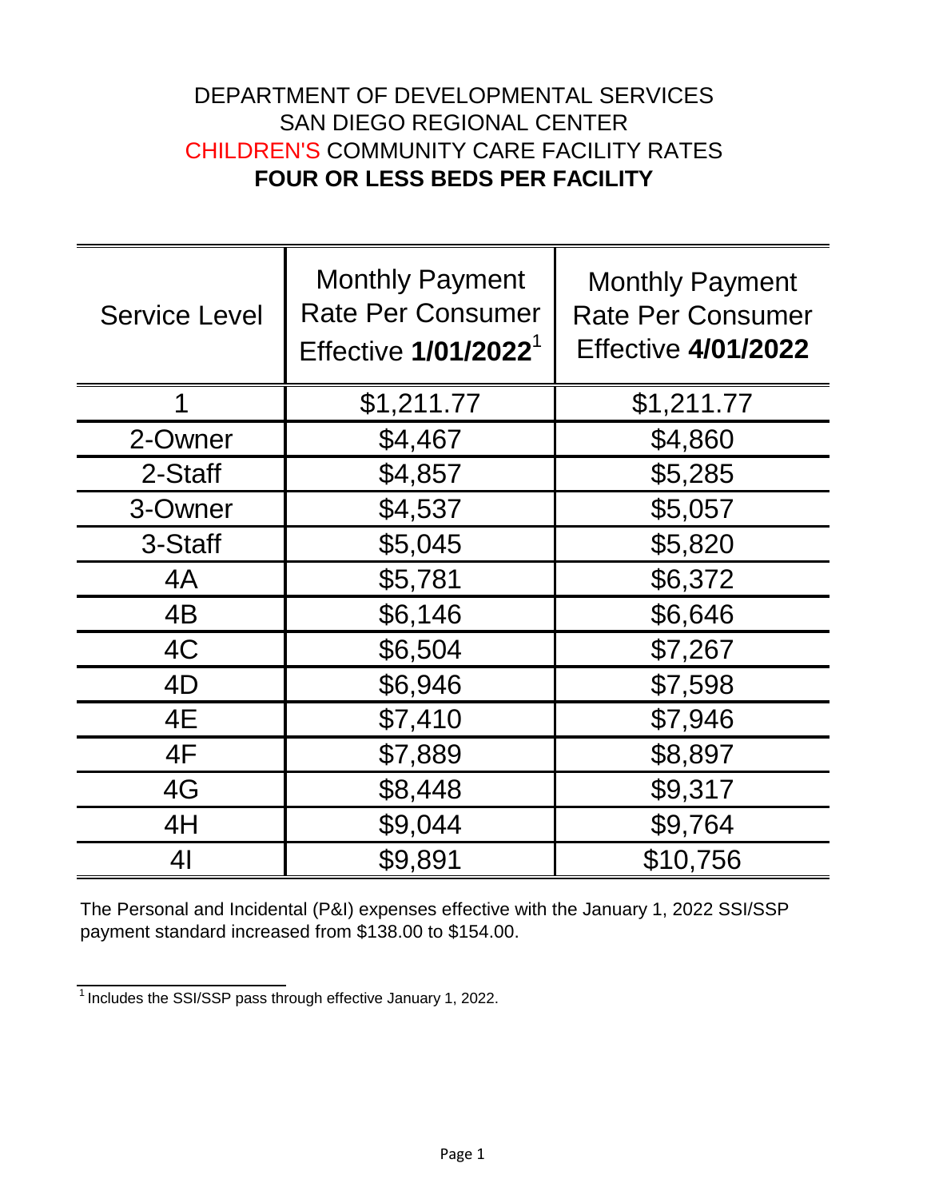# DEPARTMENT OF DEVELOPMENTAL SERVICES
## SAN DIEGO REGIONAL CENTER
## CHILDREN'S COMMUNITY CARE FACILITY RATES
## **FOUR OR LESS BEDS PER FACILITY**

| Service Level | Monthly Payment Rate Per Consumer Effective **1/01/2022**[1] | Monthly Payment Rate Per Consumer Effective **4/01/2022** |
|---|---|---|
| 1 | $1,211.77 | $1,211.77 |
| 2-Owner | $4,467 | $4,860 |
| 2-Staff | $4,857 | $5,285 |
| 3-Owner | $4,537 | $5,057 |
| 3-Staff | $5,045 | $5,820 |
| 4A | $5,781 | $6,372 |
| 4B | $6,146 | $6,646 |
| 4C | $6,504 | $7,267 |
| 4D | $6,946 | $7,598 |
| 4E | $7,410 | $7,946 |
| 4F | $7,889 | $8,897 |
| 4G | $8,448 | $9,317 |
| 4H | $9,044 | $9,764 |
| 4I | $9,891 | $10,756 |

The Personal and Incidental (P&I) expenses effective with the January 1, 2022 SSI/SSP payment standard increased from $138.00 to $154.00.

[1] Includes the SSI/SSP pass through effective January 1, 2022.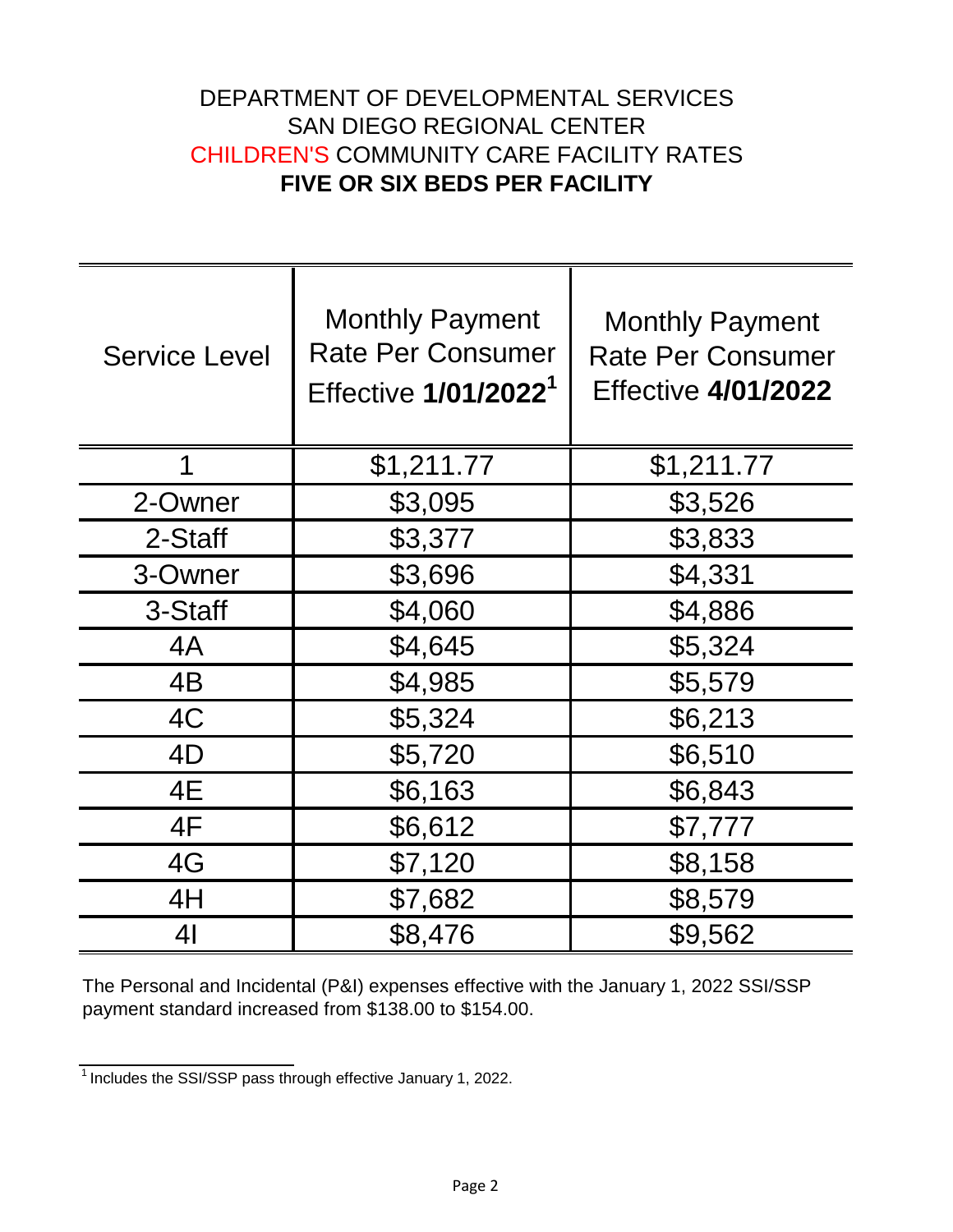# DEPARTMENT OF DEVELOPMENTAL SERVICES
## SAN DIEGO REGIONAL CENTER
## CHILDREN'S COMMUNITY CARE FACILITY RATES
## **FIVE OR SIX BEDS PER FACILITY**

| Service Level | Monthly Payment Rate Per Consumer Effective **1/01/2022**[1] | Monthly Payment Rate Per Consumer Effective **4/01/2022** |
|---|---|---|
| 1 | $1,211.77 | $1,211.77 |
| 2-Owner | $3,095 | $3,526 |
| 2-Staff | $3,377 | $3,833 |
| 3-Owner | $3,696 | $4,331 |
| 3-Staff | $4,060 | $4,886 |
| 4A | $4,645 | $5,324 |
| 4B | $4,985 | $5,579 |
| 4C | $5,324 | $6,213 |
| 4D | $5,720 | $6,510 |
| 4E | $6,163 | $6,843 |
| 4F | $6,612 | $7,777 |
| 4G | $7,120 | $8,158 |
| 4H | $7,682 | $8,579 |
| 4I | $8,476 | $9,562 |

The Personal and Incidental (P&I) expenses effective with the January 1, 2022 SSI/SSP payment standard increased from $138.00 to $154.00.

[1] Includes the SSI/SSP pass through effective January 1, 2022.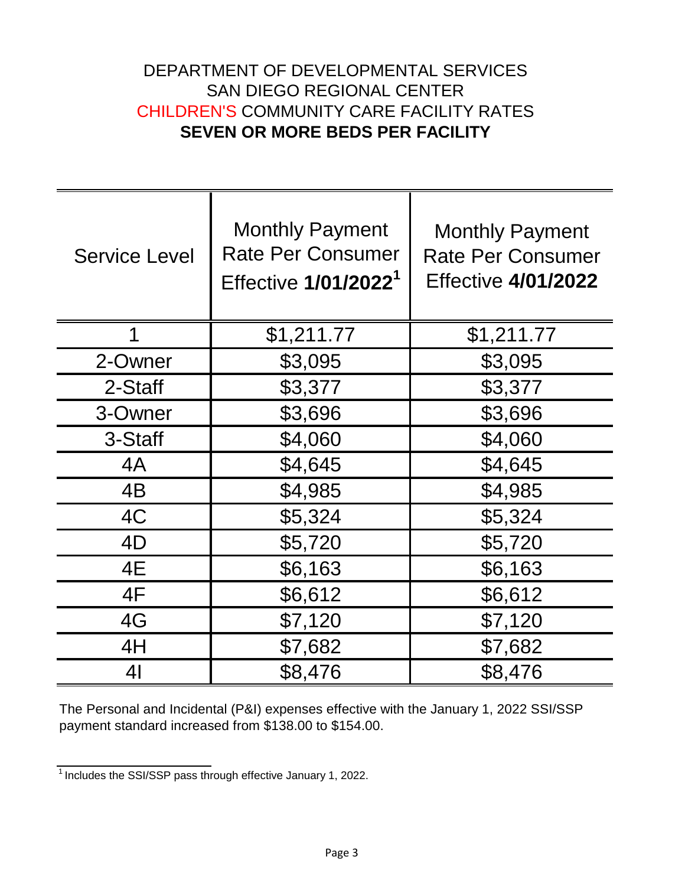# DEPARTMENT OF DEVELOPMENTAL SERVICES
## SAN DIEGO REGIONAL CENTER
## CHILDREN'S COMMUNITY CARE FACILITY RATES
## SEVEN OR MORE BEDS PER FACILITY

| Service Level | Monthly Payment Rate Per Consumer Effective **1/01/2022**[1] | Monthly Payment Rate Per Consumer Effective **4/01/2022** |
|---|---|---|
| 1 | $1,211.77 | $1,211.77 |
| 2-Owner | $3,095 | $3,095 |
| 2-Staff | $3,377 | $3,377 |
| 3-Owner | $3,696 | $3,696 |
| 3-Staff | $4,060 | $4,060 |
| 4A | $4,645 | $4,645 |
| 4B | $4,985 | $4,985 |
| 4C | $5,324 | $5,324 |
| 4D | $5,720 | $5,720 |
| 4E | $6,163 | $6,163 |
| 4F | $6,612 | $6,612 |
| 4G | $7,120 | $7,120 |
| 4H | $7,682 | $7,682 |
| 4I | $8,476 | $8,476 |

The Personal and Incidental (P&I) expenses effective with the January 1, 2022 SSI/SSP payment standard increased from $138.00 to $154.00.

[1] Includes the SSI/SSP pass through effective January 1, 2022.